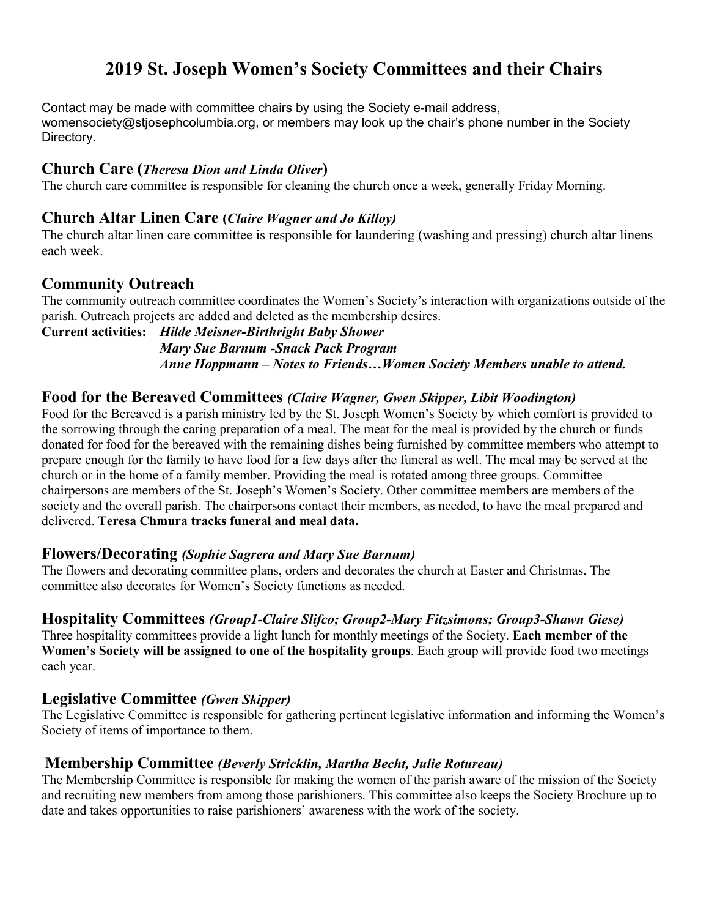# 2019 St. Joseph Women's Society Committees and their Chairs

Contact may be made with committee chairs by using the Society e-mail address, womensociety@stjosephcolumbia.org, or members may look up the chair's phone number in the Society Directory.

## Church Care (*Theresa Dion and Linda Oliver*)

The church care committee is responsible for cleaning the church once a week, generally Friday Morning.

## Church Altar Linen Care (*Claire Wagner and Jo Killoy)*

The church altar linen care committee is responsible for laundering (washing and pressing) church altar linens each week.

## Community Outreach

The community outreach committee coordinates the Women's Society's interaction with organizations outside of the parish. Outreach projects are added and deleted as the membership desires.

**Current activities:** ***Hilde Meisner-Birthright Baby Shower***
***Mary Sue Barnum -Snack Pack Program***
***Anne Hoppmann – Notes to Friends…Women Society Members unable to attend.***

## Food for the Bereaved Committees *(Claire Wagner, Gwen Skipper, Libit Woodington)*

Food for the Bereaved is a parish ministry led by the St. Joseph Women's Society by which comfort is provided to the sorrowing through the caring preparation of a meal. The meat for the meal is provided by the church or funds donated for food for the bereaved with the remaining dishes being furnished by committee members who attempt to prepare enough for the family to have food for a few days after the funeral as well. The meal may be served at the church or in the home of a family member. Providing the meal is rotated among three groups. Committee chairpersons are members of the St. Joseph's Women's Society. Other committee members are members of the society and the overall parish. The chairpersons contact their members, as needed, to have the meal prepared and delivered. **Teresa Chmura tracks funeral and meal data.**

## Flowers/Decorating *(Sophie Sagrera and Mary Sue Barnum)*

The flowers and decorating committee plans, orders and decorates the church at Easter and Christmas. The committee also decorates for Women's Society functions as needed.

## Hospitality Committees *(Group1-Claire Slifco; Group2-Mary Fitzsimons; Group3-Shawn Giese)*

Three hospitality committees provide a light lunch for monthly meetings of the Society. **Each member of the Women's Society will be assigned to one of the hospitality groups**. Each group will provide food two meetings each year.

## Legislative Committee *(Gwen Skipper)*

The Legislative Committee is responsible for gathering pertinent legislative information and informing the Women's Society of items of importance to them.

## Membership Committee *(Beverly Stricklin, Martha Becht, Julie Rotureau)*

The Membership Committee is responsible for making the women of the parish aware of the mission of the Society and recruiting new members from among those parishioners. This committee also keeps the Society Brochure up to date and takes opportunities to raise parishioners' awareness with the work of the society.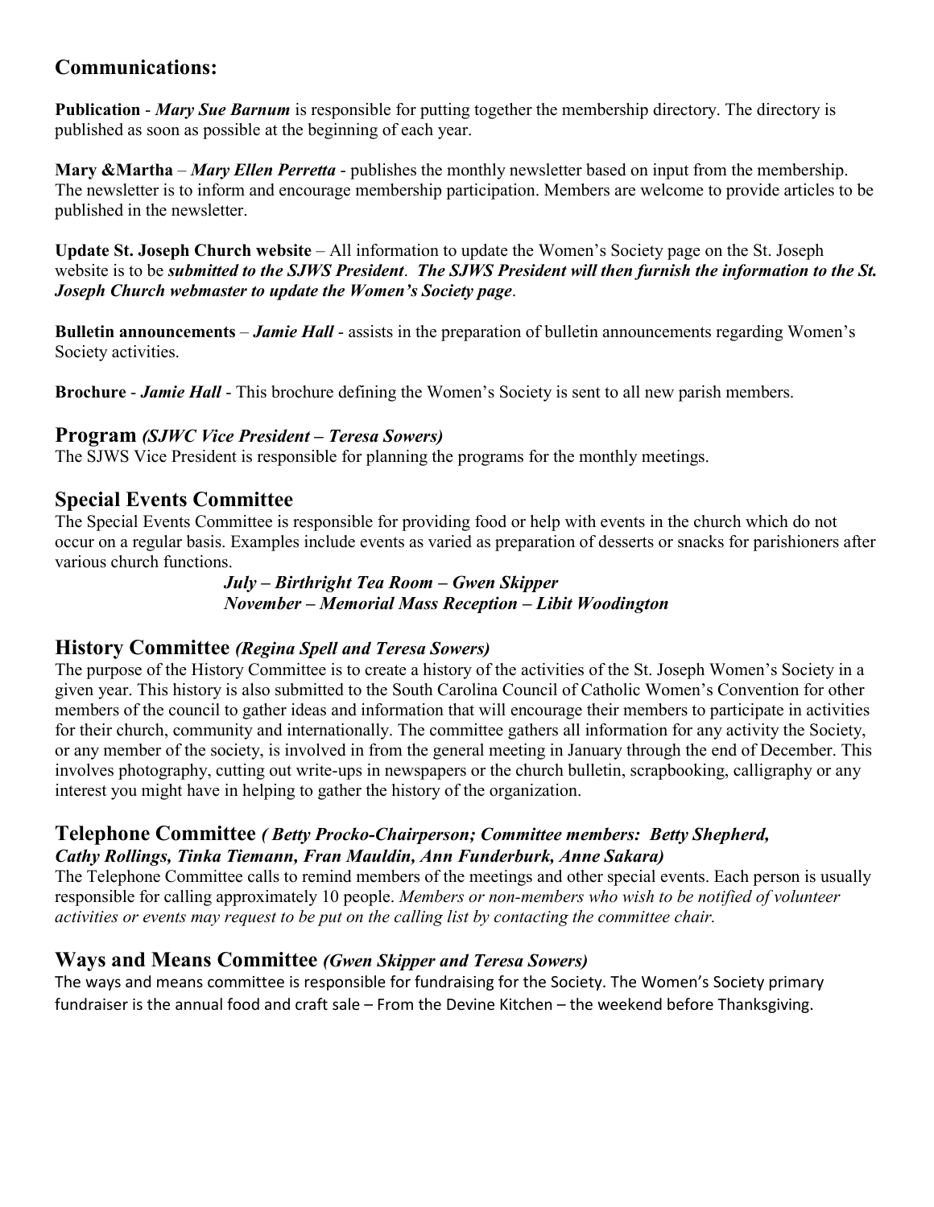## Communications:

**Publication** - ***Mary Sue Barnum*** is responsible for putting together the membership directory. The directory is published as soon as possible at the beginning of each year.

**Mary &Martha** – ***Mary Ellen Perretta*** - publishes the monthly newsletter based on input from the membership. The newsletter is to inform and encourage membership participation. Members are welcome to provide articles to be published in the newsletter.

**Update St. Joseph Church website** – All information to update the Women's Society page on the St. Joseph website is to be ***submitted to the SJWS President***. ***The SJWS President will then furnish the information to the St. Joseph Church webmaster to update the Women's Society page***.

**Bulletin announcements** – ***Jamie Hall*** - assists in the preparation of bulletin announcements regarding Women's Society activities.

**Brochure** - ***Jamie Hall*** - This brochure defining the Women's Society is sent to all new parish members.

## Program *(SJWC Vice President – Teresa Sowers)*

The SJWS Vice President is responsible for planning the programs for the monthly meetings.

## Special Events Committee

The Special Events Committee is responsible for providing food or help with events in the church which do not occur on a regular basis. Examples include events as varied as preparation of desserts or snacks for parishioners after various church functions.

***July – Birthright Tea Room – Gwen Skipper***
***November – Memorial Mass Reception – Libit Woodington***

## History Committee *(Regina Spell and Teresa Sowers)*

The purpose of the History Committee is to create a history of the activities of the St. Joseph Women's Society in a given year. This history is also submitted to the South Carolina Council of Catholic Women's Convention for other members of the council to gather ideas and information that will encourage their members to participate in activities for their church, community and internationally. The committee gathers all information for any activity the Society, or any member of the society, is involved in from the general meeting in January through the end of December. This involves photography, cutting out write-ups in newspapers or the church bulletin, scrapbooking, calligraphy or any interest you might have in helping to gather the history of the organization.

## Telephone Committee *( Betty Procko-Chairperson; Committee members: Betty Shepherd, Cathy Rollings, Tinka Tiemann, Fran Mauldin, Ann Funderburk, Anne Sakara)*

The Telephone Committee calls to remind members of the meetings and other special events. Each person is usually responsible for calling approximately 10 people. *Members or non-members who wish to be notified of volunteer activities or events may request to be put on the calling list by contacting the committee chair.*

## Ways and Means Committee *(Gwen Skipper and Teresa Sowers)*

The ways and means committee is responsible for fundraising for the Society. The Women's Society primary fundraiser is the annual food and craft sale – From the Devine Kitchen – the weekend before Thanksgiving.